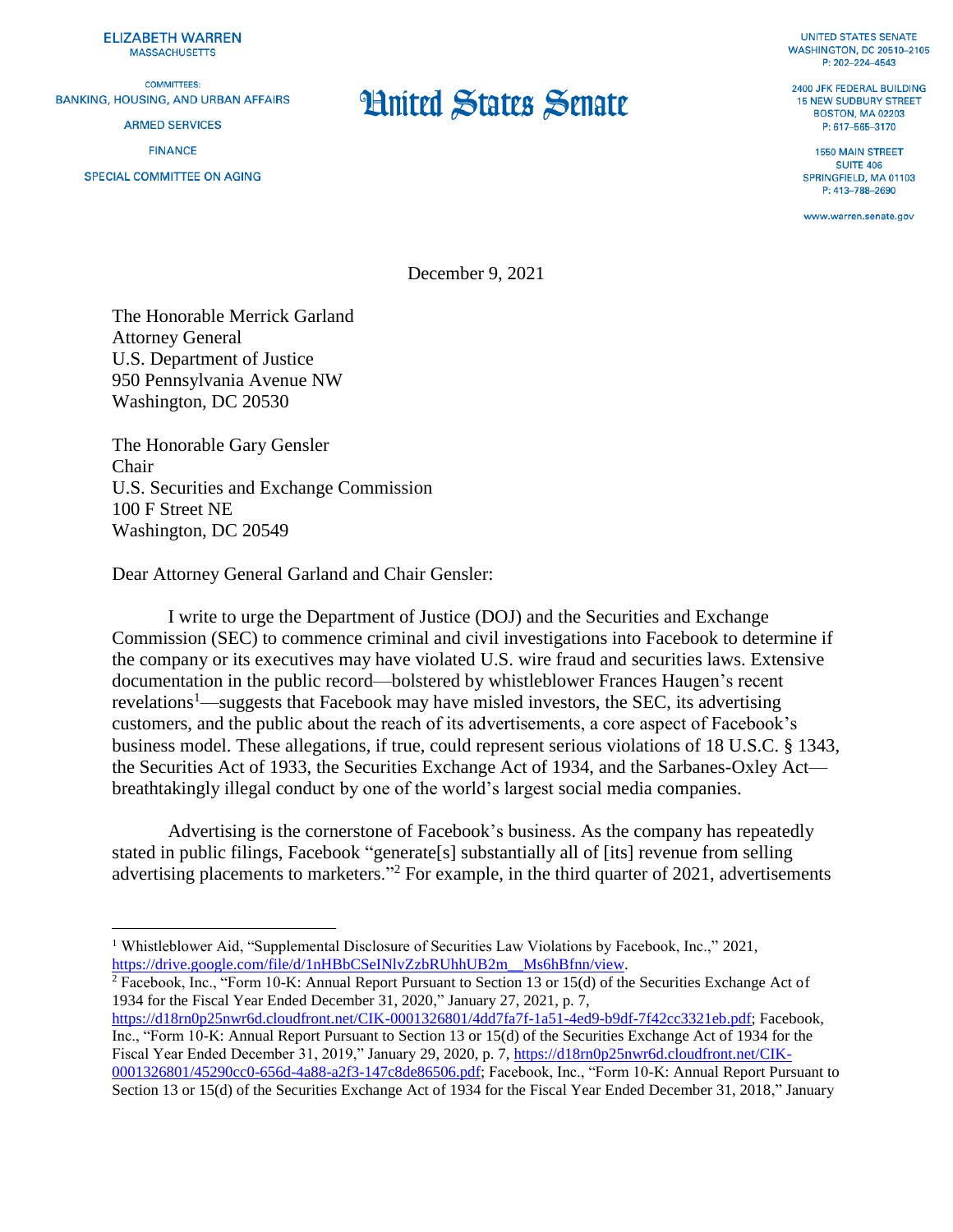ELIZABETH WARREN
MASSACHUSETTS

COMMITTEES:
BANKING, HOUSING, AND URBAN AFFAIRS
ARMED SERVICES
FINANCE
SPECIAL COMMITTEE ON AGING

# United States Senate

UNITED STATES SENATE
WASHINGTON, DC 20510–2105
P: 202–224–4543

2400 JFK FEDERAL BUILDING
15 NEW SUDBURY STREET
BOSTON, MA 02203
P: 617–565–3170

1550 MAIN STREET
SUITE 406
SPRINGFIELD, MA 01103
P: 413–788–2690

www.warren.senate.gov

December 9, 2021

The Honorable Merrick Garland
Attorney General
U.S. Department of Justice
950 Pennsylvania Avenue NW
Washington, DC 20530

The Honorable Gary Gensler
Chair
U.S. Securities and Exchange Commission
100 F Street NE
Washington, DC 20549

Dear Attorney General Garland and Chair Gensler:

I write to urge the Department of Justice (DOJ) and the Securities and Exchange Commission (SEC) to commence criminal and civil investigations into Facebook to determine if the company or its executives may have violated U.S. wire fraud and securities laws. Extensive documentation in the public record—bolstered by whistleblower Frances Haugen's recent revelations[1]—suggests that Facebook may have misled investors, the SEC, its advertising customers, and the public about the reach of its advertisements, a core aspect of Facebook's business model. These allegations, if true, could represent serious violations of 18 U.S.C. § 1343, the Securities Act of 1933, the Securities Exchange Act of 1934, and the Sarbanes-Oxley Act—breathtakingly illegal conduct by one of the world's largest social media companies.

Advertising is the cornerstone of Facebook's business. As the company has repeatedly stated in public filings, Facebook "generate[s] substantially all of [its] revenue from selling advertising placements to marketers."[2] For example, in the third quarter of 2021, advertisements

---

[1] Whistleblower Aid, "Supplemental Disclosure of Securities Law Violations by Facebook, Inc.," 2021, https://drive.google.com/file/d/1nHBbCSeINlvZzbRUhhUB2m__Ms6hBfnn/view.

[2] Facebook, Inc., "Form 10-K: Annual Report Pursuant to Section 13 or 15(d) of the Securities Exchange Act of 1934 for the Fiscal Year Ended December 31, 2020," January 27, 2021, p. 7, https://d18rn0p25nwr6d.cloudfront.net/CIK-0001326801/4dd7fa7f-1a51-4ed9-b9df-7f42cc3321eb.pdf; Facebook, Inc., "Form 10-K: Annual Report Pursuant to Section 13 or 15(d) of the Securities Exchange Act of 1934 for the Fiscal Year Ended December 31, 2019," January 29, 2020, p. 7, https://d18rn0p25nwr6d.cloudfront.net/CIK-0001326801/45290cc0-656d-4a88-a2f3-147c8de86506.pdf; Facebook, Inc., "Form 10-K: Annual Report Pursuant to Section 13 or 15(d) of the Securities Exchange Act of 1934 for the Fiscal Year Ended December 31, 2018," January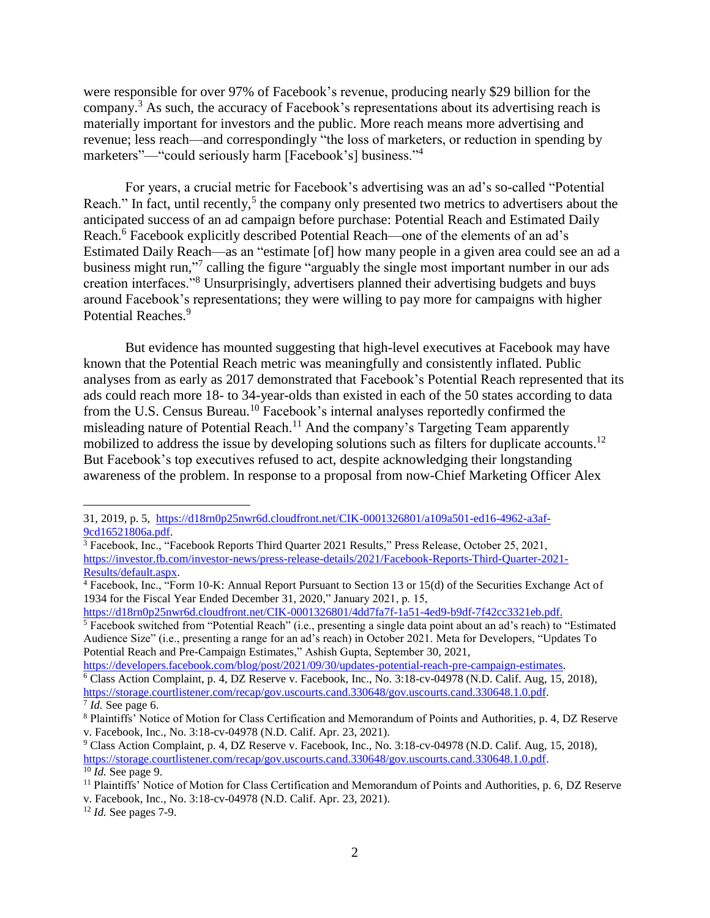were responsible for over 97% of Facebook's revenue, producing nearly $29 billion for the company.[3] As such, the accuracy of Facebook's representations about its advertising reach is materially important for investors and the public. More reach means more advertising and revenue; less reach—and correspondingly "the loss of marketers, or reduction in spending by marketers"—"could seriously harm [Facebook's] business."[4]

For years, a crucial metric for Facebook's advertising was an ad's so-called "Potential Reach." In fact, until recently,[5] the company only presented two metrics to advertisers about the anticipated success of an ad campaign before purchase: Potential Reach and Estimated Daily Reach.[6] Facebook explicitly described Potential Reach—one of the elements of an ad's Estimated Daily Reach—as an "estimate [of] how many people in a given area could see an ad a business might run,"[7] calling the figure "arguably the single most important number in our ads creation interfaces."[8] Unsurprisingly, advertisers planned their advertising budgets and buys around Facebook's representations; they were willing to pay more for campaigns with higher Potential Reaches.[9]

But evidence has mounted suggesting that high-level executives at Facebook may have known that the Potential Reach metric was meaningfully and consistently inflated. Public analyses from as early as 2017 demonstrated that Facebook's Potential Reach represented that its ads could reach more 18- to 34-year-olds than existed in each of the 50 states according to data from the U.S. Census Bureau.[10] Facebook's internal analyses reportedly confirmed the misleading nature of Potential Reach.[11] And the company's Targeting Team apparently mobilized to address the issue by developing solutions such as filters for duplicate accounts.[12] But Facebook's top executives refused to act, despite acknowledging their longstanding awareness of the problem. In response to a proposal from now-Chief Marketing Officer Alex

---

31, 2019, p. 5, https://d18rn0p25nwr6d.cloudfront.net/CIK-0001326801/a109a501-ed16-4962-a3af-9cd16521806a.pdf.

[3] Facebook, Inc., "Facebook Reports Third Quarter 2021 Results," Press Release, October 25, 2021, https://investor.fb.com/investor-news/press-release-details/2021/Facebook-Reports-Third-Quarter-2021-Results/default.aspx.

[4] Facebook, Inc., "Form 10-K: Annual Report Pursuant to Section 13 or 15(d) of the Securities Exchange Act of 1934 for the Fiscal Year Ended December 31, 2020," January 2021, p. 15, https://d18rn0p25nwr6d.cloudfront.net/CIK-0001326801/4dd7fa7f-1a51-4ed9-b9df-7f42cc3321eb.pdf.

[5] Facebook switched from "Potential Reach" (i.e., presenting a single data point about an ad's reach) to "Estimated Audience Size" (i.e., presenting a range for an ad's reach) in October 2021. Meta for Developers, "Updates To Potential Reach and Pre-Campaign Estimates," Ashish Gupta, September 30, 2021, https://developers.facebook.com/blog/post/2021/09/30/updates-potential-reach-pre-campaign-estimates.

[6] Class Action Complaint, p. 4, DZ Reserve v. Facebook, Inc., No. 3:18-cv-04978 (N.D. Calif. Aug, 15, 2018), https://storage.courtlistener.com/recap/gov.uscourts.cand.330648/gov.uscourts.cand.330648.1.0.pdf.

[7] *Id.* See page 6.

[8] Plaintiffs' Notice of Motion for Class Certification and Memorandum of Points and Authorities, p. 4, DZ Reserve v. Facebook, Inc., No. 3:18-cv-04978 (N.D. Calif. Apr. 23, 2021).

[9] Class Action Complaint, p. 4, DZ Reserve v. Facebook, Inc., No. 3:18-cv-04978 (N.D. Calif. Aug, 15, 2018), https://storage.courtlistener.com/recap/gov.uscourts.cand.330648/gov.uscourts.cand.330648.1.0.pdf.

[10] *Id.* See page 9.

[11] Plaintiffs' Notice of Motion for Class Certification and Memorandum of Points and Authorities, p. 6, DZ Reserve v. Facebook, Inc., No. 3:18-cv-04978 (N.D. Calif. Apr. 23, 2021).

[12] *Id.* See pages 7-9.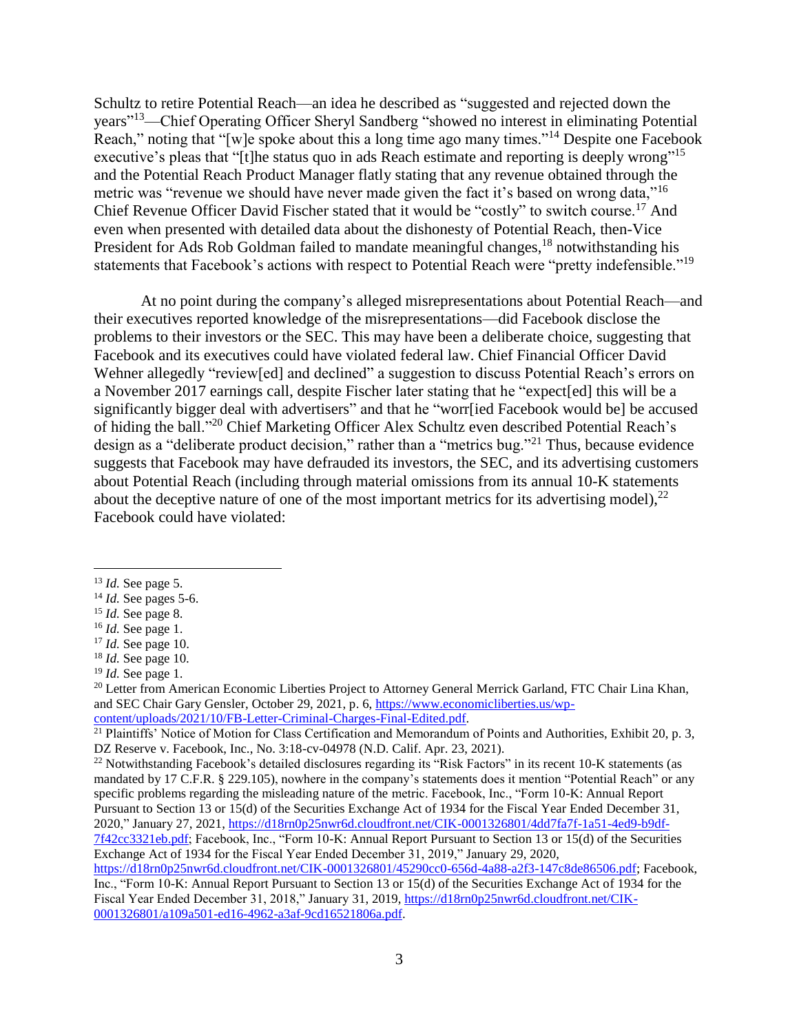Schultz to retire Potential Reach—an idea he described as "suggested and rejected down the years"[13]—Chief Operating Officer Sheryl Sandberg "showed no interest in eliminating Potential Reach," noting that "[w]e spoke about this a long time ago many times."[14] Despite one Facebook executive's pleas that "[t]he status quo in ads Reach estimate and reporting is deeply wrong"[15] and the Potential Reach Product Manager flatly stating that any revenue obtained through the metric was "revenue we should have never made given the fact it's based on wrong data,"[16] Chief Revenue Officer David Fischer stated that it would be "costly" to switch course.[17] And even when presented with detailed data about the dishonesty of Potential Reach, then-Vice President for Ads Rob Goldman failed to mandate meaningful changes,[18] notwithstanding his statements that Facebook's actions with respect to Potential Reach were "pretty indefensible."[19]

At no point during the company's alleged misrepresentations about Potential Reach—and their executives reported knowledge of the misrepresentations—did Facebook disclose the problems to their investors or the SEC. This may have been a deliberate choice, suggesting that Facebook and its executives could have violated federal law. Chief Financial Officer David Wehner allegedly "review[ed] and declined" a suggestion to discuss Potential Reach's errors on a November 2017 earnings call, despite Fischer later stating that he "expect[ed] this will be a significantly bigger deal with advertisers" and that he "worr[ied Facebook would be] be accused of hiding the ball."[20] Chief Marketing Officer Alex Schultz even described Potential Reach's design as a "deliberate product decision," rather than a "metrics bug."[21] Thus, because evidence suggests that Facebook may have defrauded its investors, the SEC, and its advertising customers about Potential Reach (including through material omissions from its annual 10-K statements about the deceptive nature of one of the most important metrics for its advertising model),[22] Facebook could have violated:

---

[13] *Id.* See page 5.

[14] *Id.* See pages 5-6.

[15] *Id.* See page 8.

[16] *Id.* See page 1.

[17] *Id.* See page 10.

[18] *Id.* See page 10.

[19] *Id.* See page 1.

[20] Letter from American Economic Liberties Project to Attorney General Merrick Garland, FTC Chair Lina Khan, and SEC Chair Gary Gensler, October 29, 2021, p. 6, https://www.economicliberties.us/wp-content/uploads/2021/10/FB-Letter-Criminal-Charges-Final-Edited.pdf.

[21] Plaintiffs' Notice of Motion for Class Certification and Memorandum of Points and Authorities, Exhibit 20, p. 3, DZ Reserve v. Facebook, Inc., No. 3:18-cv-04978 (N.D. Calif. Apr. 23, 2021).

[22] Notwithstanding Facebook's detailed disclosures regarding its "Risk Factors" in its recent 10-K statements (as mandated by 17 C.F.R. § 229.105), nowhere in the company's statements does it mention "Potential Reach" or any specific problems regarding the misleading nature of the metric. Facebook, Inc., "Form 10-K: Annual Report Pursuant to Section 13 or 15(d) of the Securities Exchange Act of 1934 for the Fiscal Year Ended December 31, 2020," January 27, 2021, https://d18rn0p25nwr6d.cloudfront.net/CIK-0001326801/4dd7fa7f-1a51-4ed9-b9df-7f42cc3321eb.pdf; Facebook, Inc., "Form 10-K: Annual Report Pursuant to Section 13 or 15(d) of the Securities Exchange Act of 1934 for the Fiscal Year Ended December 31, 2019," January 29, 2020, https://d18rn0p25nwr6d.cloudfront.net/CIK-0001326801/45290cc0-656d-4a88-a2f3-147c8de86506.pdf; Facebook, Inc., "Form 10-K: Annual Report Pursuant to Section 13 or 15(d) of the Securities Exchange Act of 1934 for the Fiscal Year Ended December 31, 2018," January 31, 2019, https://d18rn0p25nwr6d.cloudfront.net/CIK-0001326801/a109a501-ed16-4962-a3af-9cd16521806a.pdf.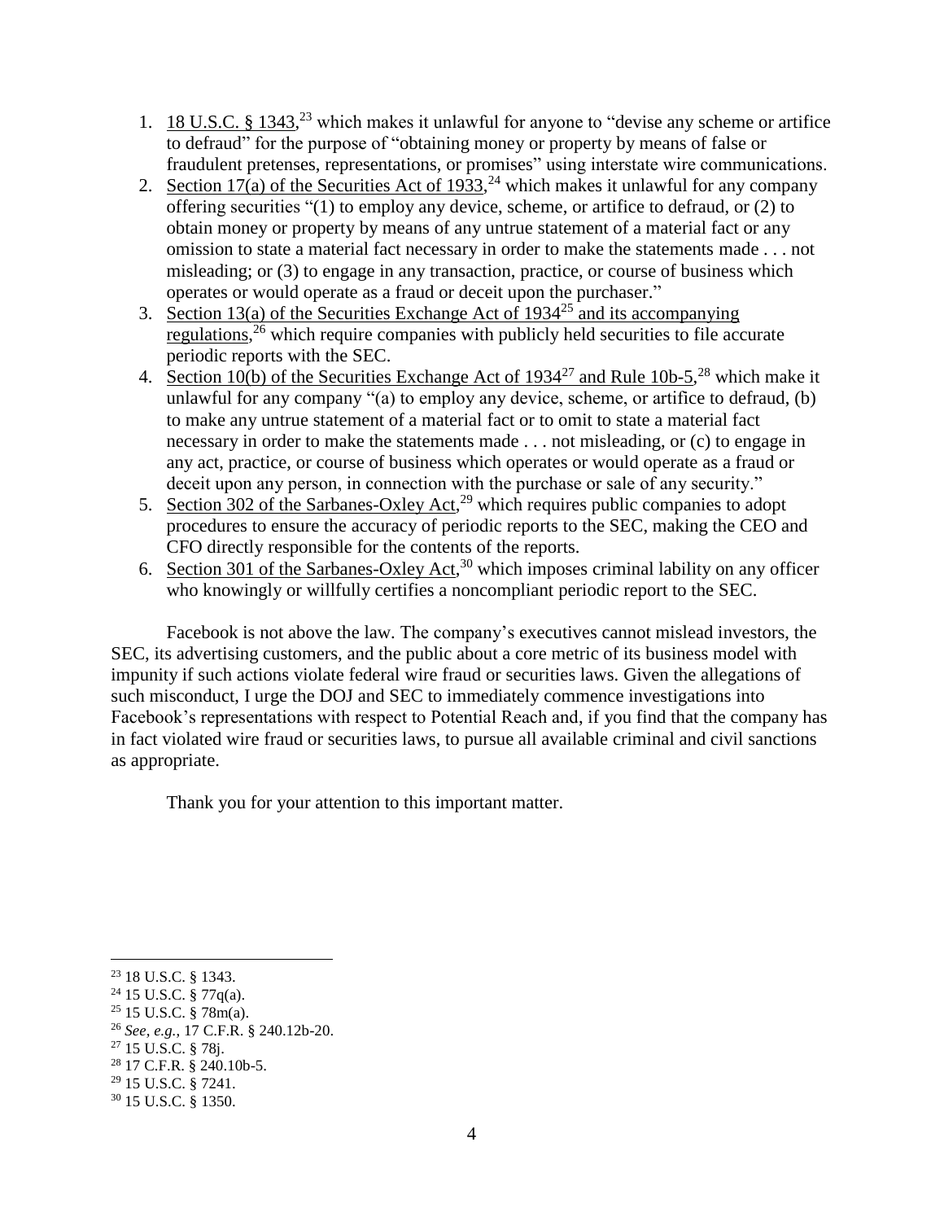1. 18 U.S.C. § 1343,[23] which makes it unlawful for anyone to "devise any scheme or artifice to defraud" for the purpose of "obtaining money or property by means of false or fraudulent pretenses, representations, or promises" using interstate wire communications.
2. Section 17(a) of the Securities Act of 1933,[24] which makes it unlawful for any company offering securities "(1) to employ any device, scheme, or artifice to defraud, or (2) to obtain money or property by means of any untrue statement of a material fact or any omission to state a material fact necessary in order to make the statements made . . . not misleading; or (3) to engage in any transaction, practice, or course of business which operates or would operate as a fraud or deceit upon the purchaser."
3. Section 13(a) of the Securities Exchange Act of 1934[25] and its accompanying regulations,[26] which require companies with publicly held securities to file accurate periodic reports with the SEC.
4. Section 10(b) of the Securities Exchange Act of 1934[27] and Rule 10b-5,[28] which make it unlawful for any company "(a) to employ any device, scheme, or artifice to defraud, (b) to make any untrue statement of a material fact or to omit to state a material fact necessary in order to make the statements made . . . not misleading, or (c) to engage in any act, practice, or course of business which operates or would operate as a fraud or deceit upon any person, in connection with the purchase or sale of any security."
5. Section 302 of the Sarbanes-Oxley Act,[29] which requires public companies to adopt procedures to ensure the accuracy of periodic reports to the SEC, making the CEO and CFO directly responsible for the contents of the reports.
6. Section 301 of the Sarbanes-Oxley Act,[30] which imposes criminal lability on any officer who knowingly or willfully certifies a noncompliant periodic report to the SEC.

Facebook is not above the law. The company's executives cannot mislead investors, the SEC, its advertising customers, and the public about a core metric of its business model with impunity if such actions violate federal wire fraud or securities laws. Given the allegations of such misconduct, I urge the DOJ and SEC to immediately commence investigations into Facebook's representations with respect to Potential Reach and, if you find that the company has in fact violated wire fraud or securities laws, to pursue all available criminal and civil sanctions as appropriate.

Thank you for your attention to this important matter.

---

[23] 18 U.S.C. § 1343.
[24] 15 U.S.C. § 77q(a).
[25] 15 U.S.C. § 78m(a).
[26] *See, e.g.*, 17 C.F.R. § 240.12b-20.
[27] 15 U.S.C. § 78j.
[28] 17 C.F.R. § 240.10b-5.
[29] 15 U.S.C. § 7241.
[30] 15 U.S.C. § 1350.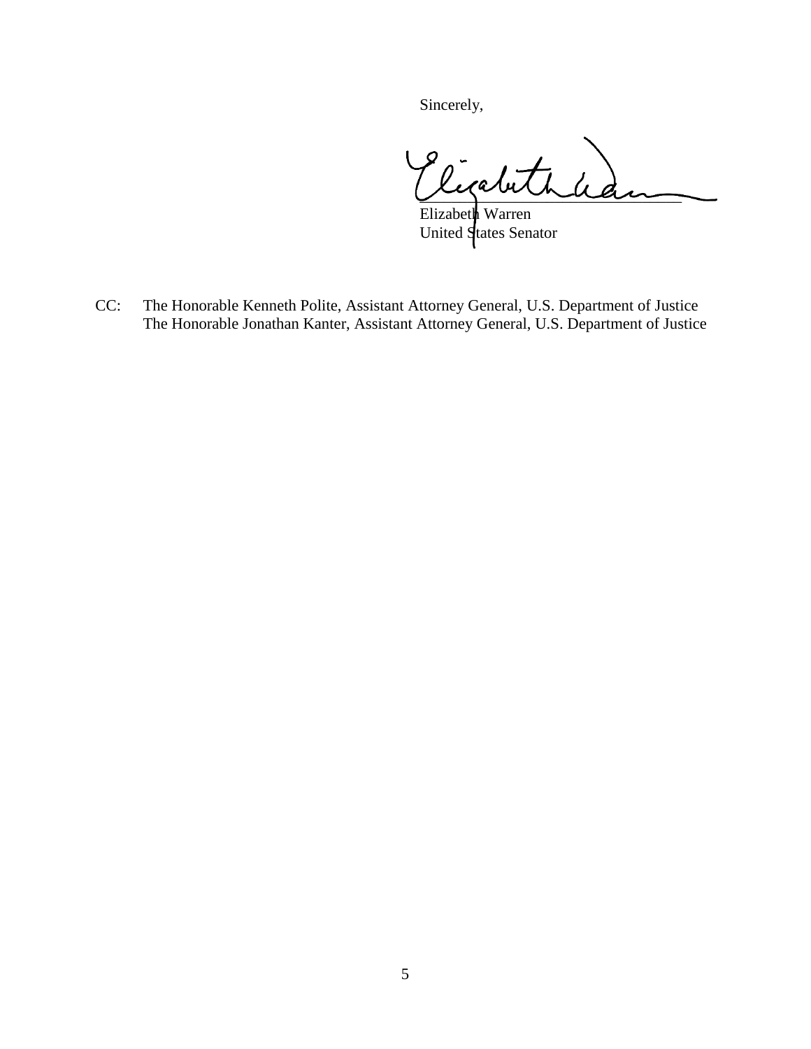Sincerely,

Elizabeth Warren
United States Senator

CC: The Honorable Kenneth Polite, Assistant Attorney General, U.S. Department of Justice
The Honorable Jonathan Kanter, Assistant Attorney General, U.S. Department of Justice